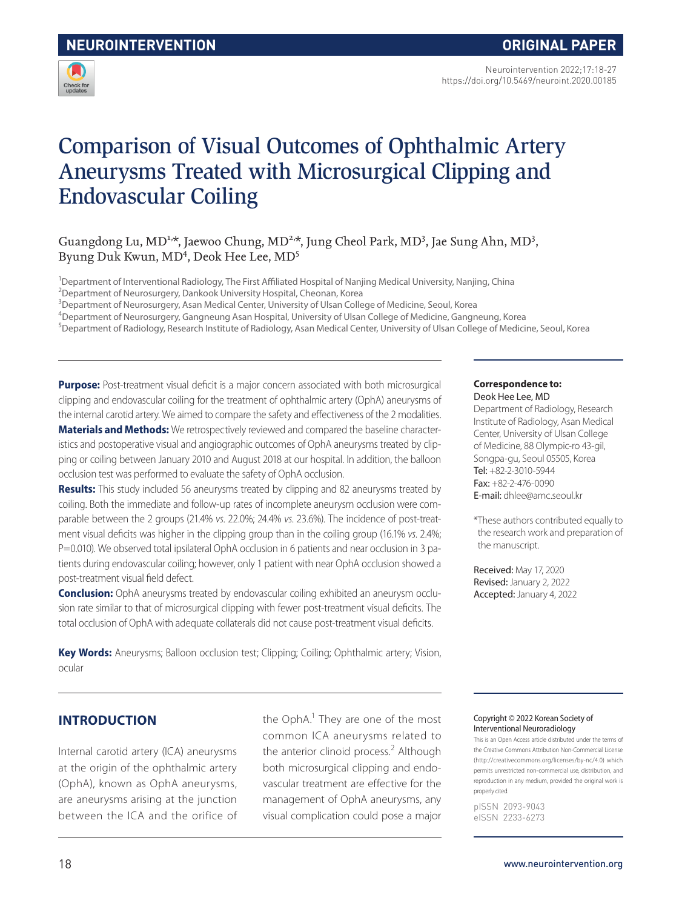NEUROINTERVENTION — ORIGINAL PAPER

https://doi.org/10.5469/neuroint.2020.00185

# Comparison of Visual Outcomes of Ophthalmic Artery Aneurysms Treated with Microsurgical Clipping and Endovascular Coiling

Guangdong Lu, MD[1,*], Jaewoo Chung, MD[2,*], Jung Cheol Park, MD[3], Jae Sung Ahn, MD[3], Byung Duk Kwun, MD[4], Deok Hee Lee, MD[5]

[1]Department of Interventional Radiology, The First Affiliated Hospital of Nanjing Medical University, Nanjing, China
[2]Department of Neurosurgery, Dankook University Hospital, Cheonan, Korea
[3]Department of Neurosurgery, Asan Medical Center, University of Ulsan College of Medicine, Seoul, Korea
[4]Department of Neurosurgery, Gangneung Asan Hospital, University of Ulsan College of Medicine, Gangneung, Korea
[5]Department of Radiology, Research Institute of Radiology, Asan Medical Center, University of Ulsan College of Medicine, Seoul, Korea

**Purpose:** Post-treatment visual deficit is a major concern associated with both microsurgical clipping and endovascular coiling for the treatment of ophthalmic artery (OphA) aneurysms of the internal carotid artery. We aimed to compare the safety and effectiveness of the 2 modalities.

**Materials and Methods:** We retrospectively reviewed and compared the baseline characteristics and postoperative visual and angiographic outcomes of OphA aneurysms treated by clipping or coiling between January 2010 and August 2018 at our hospital. In addition, the balloon occlusion test was performed to evaluate the safety of OphA occlusion.

**Results:** This study included 56 aneurysms treated by clipping and 82 aneurysms treated by coiling. Both the immediate and follow-up rates of incomplete aneurysm occlusion were comparable between the 2 groups (21.4% *vs.* 22.0%; 24.4% *vs.* 23.6%). The incidence of post-treatment visual deficits was higher in the clipping group than in the coiling group (16.1% *vs.* 2.4%; P=0.010). We observed total ipsilateral OphA occlusion in 6 patients and near occlusion in 3 patients during endovascular coiling; however, only 1 patient with near OphA occlusion showed a post-treatment visual field defect.

**Conclusion:** OphA aneurysms treated by endovascular coiling exhibited an aneurysm occlusion rate similar to that of microsurgical clipping with fewer post-treatment visual deficits. The total occlusion of OphA with adequate collaterals did not cause post-treatment visual deficits.

**Key Words:** Aneurysms; Balloon occlusion test; Clipping; Coiling; Ophthalmic artery; Vision, ocular

**Correspondence to:**
Deok Hee Lee, MD
Department of Radiology, Research Institute of Radiology, Asan Medical Center, University of Ulsan College of Medicine, 88 Olympic-ro 43-gil, Songpa-gu, Seoul 05505, Korea
Tel: +82-2-3010-5944
Fax: +82-2-476-0090
E-mail: dhlee@amc.seoul.kr

*These authors contributed equally to the research work and preparation of the manuscript.

Received: May 17, 2020
Revised: January 2, 2022
Accepted: January 4, 2022

Copyright © 2022 Korean Society of Interventional Neuroradiology
This is an Open Access article distributed under the terms of the Creative Commons Attribution Non-Commercial License (http://creativecommons.org/licenses/by-nc/4.0) which permits unrestricted non-commercial use, distribution, and reproduction in any medium, provided the original work is properly cited.

pISSN 2093-9043
eISSN 2233-6273

## INTRODUCTION

Internal carotid artery (ICA) aneurysms at the origin of the ophthalmic artery (OphA), known as OphA aneurysms, are aneurysms arising at the junction between the ICA and the orifice of the OphA.[1] They are one of the most common ICA aneurysms related to the anterior clinoid process.[2] Although both microsurgical clipping and endovascular treatment are effective for the management of OphA aneurysms, any visual complication could pose a major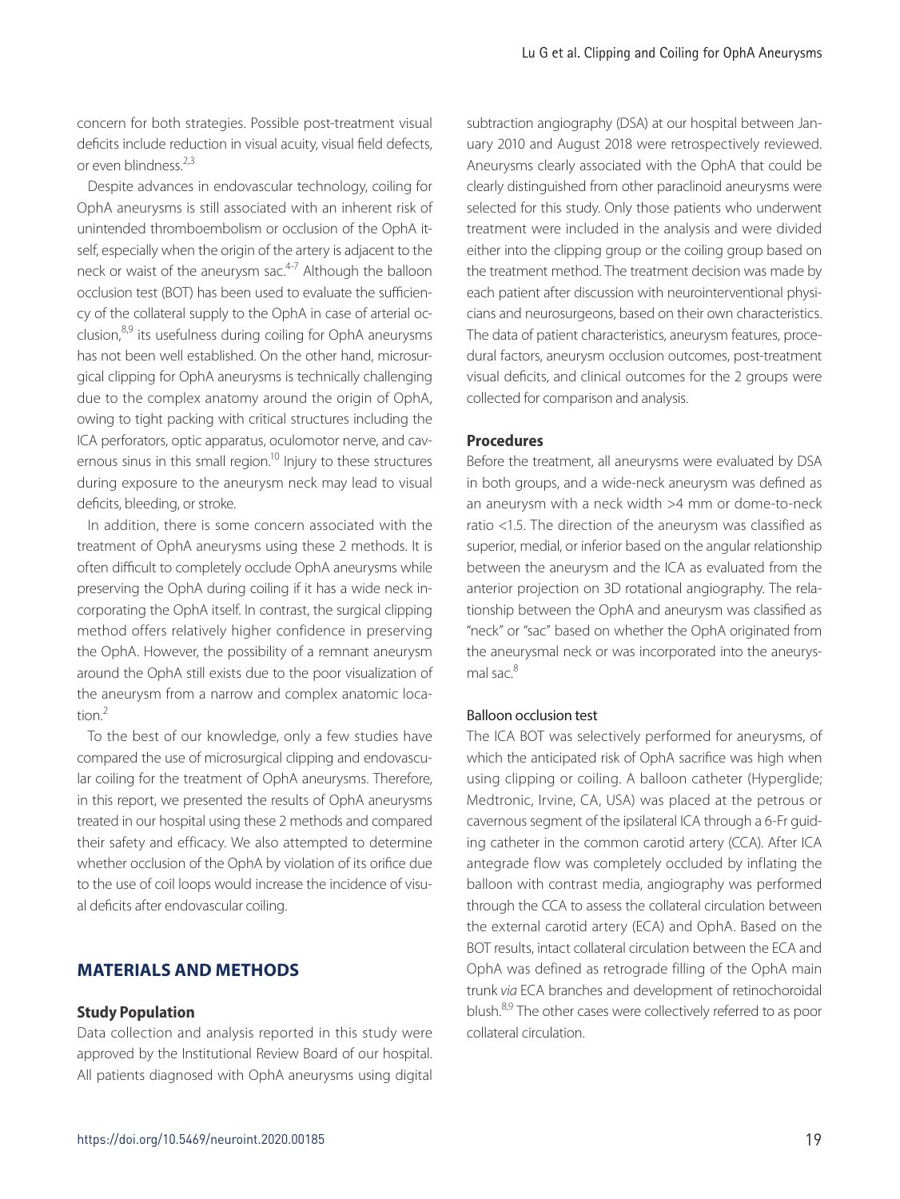concern for both strategies. Possible post-treatment visual deficits include reduction in visual acuity, visual field defects, or even blindness.[2,3]

Despite advances in endovascular technology, coiling for OphA aneurysms is still associated with an inherent risk of unintended thromboembolism or occlusion of the OphA itself, especially when the origin of the artery is adjacent to the neck or waist of the aneurysm sac.[4-7] Although the balloon occlusion test (BOT) has been used to evaluate the sufficiency of the collateral supply to the OphA in case of arterial occlusion,[8,9] its usefulness during coiling for OphA aneurysms has not been well established. On the other hand, microsurgical clipping for OphA aneurysms is technically challenging due to the complex anatomy around the origin of OphA, owing to tight packing with critical structures including the ICA perforators, optic apparatus, oculomotor nerve, and cavernous sinus in this small region.[10] Injury to these structures during exposure to the aneurysm neck may lead to visual deficits, bleeding, or stroke.

In addition, there is some concern associated with the treatment of OphA aneurysms using these 2 methods. It is often difficult to completely occlude OphA aneurysms while preserving the OphA during coiling if it has a wide neck incorporating the OphA itself. In contrast, the surgical clipping method offers relatively higher confidence in preserving the OphA. However, the possibility of a remnant aneurysm around the OphA still exists due to the poor visualization of the aneurysm from a narrow and complex anatomic location.[2]

To the best of our knowledge, only a few studies have compared the use of microsurgical clipping and endovascular coiling for the treatment of OphA aneurysms. Therefore, in this report, we presented the results of OphA aneurysms treated in our hospital using these 2 methods and compared their safety and efficacy. We also attempted to determine whether occlusion of the OphA by violation of its orifice due to the use of coil loops would increase the incidence of visual deficits after endovascular coiling.

## MATERIALS AND METHODS

### Study Population

Data collection and analysis reported in this study were approved by the Institutional Review Board of our hospital. All patients diagnosed with OphA aneurysms using digital subtraction angiography (DSA) at our hospital between January 2010 and August 2018 were retrospectively reviewed. Aneurysms clearly associated with the OphA that could be clearly distinguished from other paraclinoid aneurysms were selected for this study. Only those patients who underwent treatment were included in the analysis and were divided either into the clipping group or the coiling group based on the treatment method. The treatment decision was made by each patient after discussion with neurointerventional physicians and neurosurgeons, based on their own characteristics. The data of patient characteristics, aneurysm features, procedural factors, aneurysm occlusion outcomes, post-treatment visual deficits, and clinical outcomes for the 2 groups were collected for comparison and analysis.

### Procedures

Before the treatment, all aneurysms were evaluated by DSA in both groups, and a wide-neck aneurysm was defined as an aneurysm with a neck width >4 mm or dome-to-neck ratio <1.5. The direction of the aneurysm was classified as superior, medial, or inferior based on the angular relationship between the aneurysm and the ICA as evaluated from the anterior projection on 3D rotational angiography. The relationship between the OphA and aneurysm was classified as "neck" or "sac" based on whether the OphA originated from the aneurysmal neck or was incorporated into the aneurysmal sac.[8]

#### Balloon occlusion test

The ICA BOT was selectively performed for aneurysms, of which the anticipated risk of OphA sacrifice was high when using clipping or coiling. A balloon catheter (Hyperglide; Medtronic, Irvine, CA, USA) was placed at the petrous or cavernous segment of the ipsilateral ICA through a 6-Fr guiding catheter in the common carotid artery (CCA). After ICA antegrade flow was completely occluded by inflating the balloon with contrast media, angiography was performed through the CCA to assess the collateral circulation between the external carotid artery (ECA) and OphA. Based on the BOT results, intact collateral circulation between the ECA and OphA was defined as retrograde filling of the OphA main trunk *via* ECA branches and development of retinochoroidal blush.[8,9] The other cases were collectively referred to as poor collateral circulation.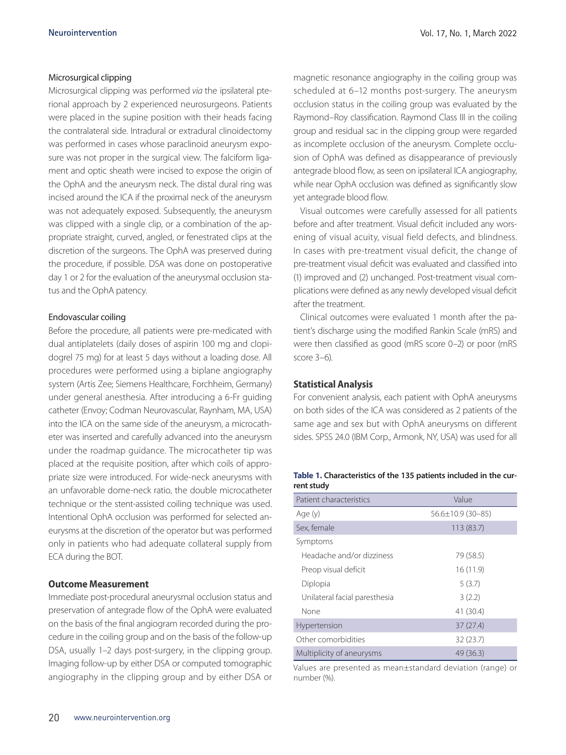#### Microsurgical clipping

Microsurgical clipping was performed *via* the ipsilateral pterional approach by 2 experienced neurosurgeons. Patients were placed in the supine position with their heads facing the contralateral side. Intradural or extradural clinoidectomy was performed in cases whose paraclinoid aneurysm exposure was not proper in the surgical view. The falciform ligament and optic sheath were incised to expose the origin of the OphA and the aneurysm neck. The distal dural ring was incised around the ICA if the proximal neck of the aneurysm was not adequately exposed. Subsequently, the aneurysm was clipped with a single clip, or a combination of the appropriate straight, curved, angled, or fenestrated clips at the discretion of the surgeons. The OphA was preserved during the procedure, if possible. DSA was done on postoperative day 1 or 2 for the evaluation of the aneurysmal occlusion status and the OphA patency.

#### Endovascular coiling

Before the procedure, all patients were pre-medicated with dual antiplatelets (daily doses of aspirin 100 mg and clopidogrel 75 mg) for at least 5 days without a loading dose. All procedures were performed using a biplane angiography system (Artis Zee; Siemens Healthcare, Forchheim, Germany) under general anesthesia. After introducing a 6-Fr guiding catheter (Envoy; Codman Neurovascular, Raynham, MA, USA) into the ICA on the same side of the aneurysm, a microcatheter was inserted and carefully advanced into the aneurysm under the roadmap guidance. The microcatheter tip was placed at the requisite position, after which coils of appropriate size were introduced. For wide-neck aneurysms with an unfavorable dome-neck ratio, the double microcatheter technique or the stent-assisted coiling technique was used. Intentional OphA occlusion was performed for selected aneurysms at the discretion of the operator but was performed only in patients who had adequate collateral supply from ECA during the BOT.

### Outcome Measurement

Immediate post-procedural aneurysmal occlusion status and preservation of antegrade flow of the OphA were evaluated on the basis of the final angiogram recorded during the procedure in the coiling group and on the basis of the follow-up DSA, usually 1–2 days post-surgery, in the clipping group. Imaging follow-up by either DSA or computed tomographic angiography in the clipping group and by either DSA or magnetic resonance angiography in the coiling group was scheduled at 6–12 months post-surgery. The aneurysm occlusion status in the coiling group was evaluated by the Raymond–Roy classification. Raymond Class III in the coiling group and residual sac in the clipping group were regarded as incomplete occlusion of the aneurysm. Complete occlusion of OphA was defined as disappearance of previously antegrade blood flow, as seen on ipsilateral ICA angiography, while near OphA occlusion was defined as significantly slow yet antegrade blood flow.

Visual outcomes were carefully assessed for all patients before and after treatment. Visual deficit included any worsening of visual acuity, visual field defects, and blindness. In cases with pre-treatment visual deficit, the change of pre-treatment visual deficit was evaluated and classified into (1) improved and (2) unchanged. Post-treatment visual complications were defined as any newly developed visual deficit after the treatment.

Clinical outcomes were evaluated 1 month after the patient's discharge using the modified Rankin Scale (mRS) and were then classified as good (mRS score 0–2) or poor (mRS score 3–6).

### Statistical Analysis

For convenient analysis, each patient with OphA aneurysms on both sides of the ICA was considered as 2 patients of the same age and sex but with OphA aneurysms on different sides. SPSS 24.0 (IBM Corp., Armonk, NY, USA) was used for all

**Table 1. Characteristics of the 135 patients included in the current study**

| Patient characteristics | Value |
|---|---|
| Age (y) | 56.6±10.9 (30–85) |
| Sex, female | 113 (83.7) |
| Symptoms | |
| Headache and/or dizziness | 79 (58.5) |
| Preop visual deficit | 16 (11.9) |
| Diplopia | 5 (3.7) |
| Unilateral facial paresthesia | 3 (2.2) |
| None | 41 (30.4) |
| Hypertension | 37 (27.4) |
| Other comorbidities | 32 (23.7) |
| Multiplicity of aneurysms | 49 (36.3) |

Values are presented as mean±standard deviation (range) or number (%).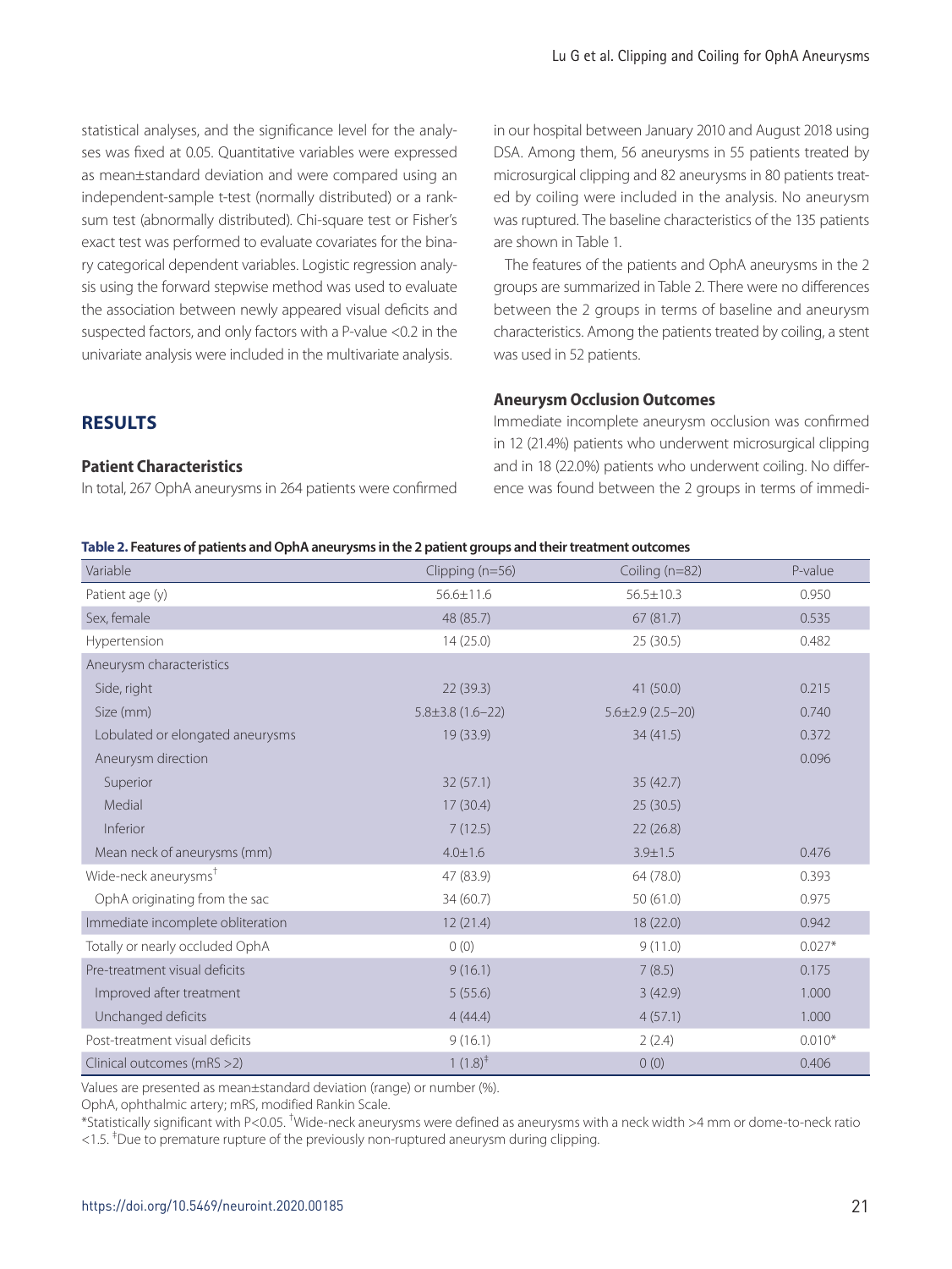statistical analyses, and the significance level for the analyses was fixed at 0.05. Quantitative variables were expressed as mean±standard deviation and were compared using an independent-sample t-test (normally distributed) or a rank-sum test (abnormally distributed). Chi-square test or Fisher's exact test was performed to evaluate covariates for the binary categorical dependent variables. Logistic regression analysis using the forward stepwise method was used to evaluate the association between newly appeared visual deficits and suspected factors, and only factors with a P-value <0.2 in the univariate analysis were included in the multivariate analysis.

## RESULTS

### Patient Characteristics

In total, 267 OphA aneurysms in 264 patients were confirmed in our hospital between January 2010 and August 2018 using DSA. Among them, 56 aneurysms in 55 patients treated by microsurgical clipping and 82 aneurysms in 80 patients treated by coiling were included in the analysis. No aneurysm was ruptured. The baseline characteristics of the 135 patients are shown in Table 1.

The features of the patients and OphA aneurysms in the 2 groups are summarized in Table 2. There were no differences between the 2 groups in terms of baseline and aneurysm characteristics. Among the patients treated by coiling, a stent was used in 52 patients.

### Aneurysm Occlusion Outcomes

Immediate incomplete aneurysm occlusion was confirmed in 12 (21.4%) patients who underwent microsurgical clipping and in 18 (22.0%) patients who underwent coiling. No difference was found between the 2 groups in terms of immedi-

**Table 2. Features of patients and OphA aneurysms in the 2 patient groups and their treatment outcomes**

| Variable | Clipping (n=56) | Coiling (n=82) | P-value |
|---|---|---|---|
| Patient age (y) | 56.6±11.6 | 56.5±10.3 | 0.950 |
| Sex, female | 48 (85.7) | 67 (81.7) | 0.535 |
| Hypertension | 14 (25.0) | 25 (30.5) | 0.482 |
| Aneurysm characteristics | | | |
| Side, right | 22 (39.3) | 41 (50.0) | 0.215 |
| Size (mm) | 5.8±3.8 (1.6–22) | 5.6±2.9 (2.5–20) | 0.740 |
| Lobulated or elongated aneurysms | 19 (33.9) | 34 (41.5) | 0.372 |
| Aneurysm direction | | | 0.096 |
| Superior | 32 (57.1) | 35 (42.7) | |
| Medial | 17 (30.4) | 25 (30.5) | |
| Inferior | 7 (12.5) | 22 (26.8) | |
| Mean neck of aneurysms (mm) | 4.0±1.6 | 3.9±1.5 | 0.476 |
| Wide-neck aneurysms[†] | 47 (83.9) | 64 (78.0) | 0.393 |
| OphA originating from the sac | 34 (60.7) | 50 (61.0) | 0.975 |
| Immediate incomplete obliteration | 12 (21.4) | 18 (22.0) | 0.942 |
| Totally or nearly occluded OphA | 0 (0) | 9 (11.0) | 0.027* |
| Pre-treatment visual deficits | 9 (16.1) | 7 (8.5) | 0.175 |
| Improved after treatment | 5 (55.6) | 3 (42.9) | 1.000 |
| Unchanged deficits | 4 (44.4) | 4 (57.1) | 1.000 |
| Post-treatment visual deficits | 9 (16.1) | 2 (2.4) | 0.010* |
| Clinical outcomes (mRS >2) | 1 (1.8)[‡] | 0 (0) | 0.406 |

Values are presented as mean±standard deviation (range) or number (%).
OphA, ophthalmic artery; mRS, modified Rankin Scale.
*Statistically significant with P<0.05. [†]Wide-neck aneurysms were defined as aneurysms with a neck width >4 mm or dome-to-neck ratio <1.5. [‡]Due to premature rupture of the previously non-ruptured aneurysm during clipping.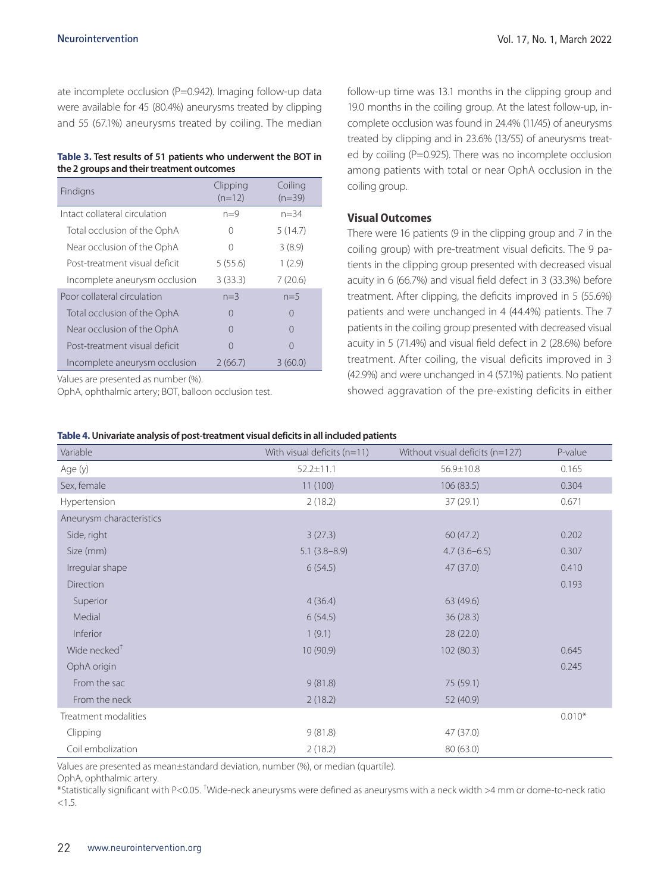ate incomplete occlusion (P=0.942). Imaging follow-up data were available for 45 (80.4%) aneurysms treated by clipping and 55 (67.1%) aneurysms treated by coiling. The median follow-up time was 13.1 months in the clipping group and 19.0 months in the coiling group. At the latest follow-up, incomplete occlusion was found in 24.4% (11/45) of aneurysms treated by clipping and in 23.6% (13/55) of aneurysms treated by coiling (P=0.925). There was no incomplete occlusion among patients with total or near OphA occlusion in the coiling group.

**Table 3. Test results of 51 patients who underwent the BOT in the 2 groups and their treatment outcomes**

| Findigns | Clipping (n=12) | Coiling (n=39) |
|---|---|---|
| Intact collateral circulation | n=9 | n=34 |
| Total occlusion of the OphA | 0 | 5 (14.7) |
| Near occlusion of the OphA | 0 | 3 (8.9) |
| Post-treatment visual deficit | 5 (55.6) | 1 (2.9) |
| Incomplete aneurysm occlusion | 3 (33.3) | 7 (20.6) |
| Poor collateral circulation | n=3 | n=5 |
| Total occlusion of the OphA | 0 | 0 |
| Near occlusion of the OphA | 0 | 0 |
| Post-treatment visual deficit | 0 | 0 |
| Incomplete aneurysm occlusion | 2 (66.7) | 3 (60.0) |

Values are presented as number (%).
OphA, ophthalmic artery; BOT, balloon occlusion test.

### Visual Outcomes

There were 16 patients (9 in the clipping group and 7 in the coiling group) with pre-treatment visual deficits. The 9 patients in the clipping group presented with decreased visual acuity in 6 (66.7%) and visual field defect in 3 (33.3%) before treatment. After clipping, the deficits improved in 5 (55.6%) patients and were unchanged in 4 (44.4%) patients. The 7 patients in the coiling group presented with decreased visual acuity in 5 (71.4%) and visual field defect in 2 (28.6%) before treatment. After coiling, the visual deficits improved in 3 (42.9%) and were unchanged in 4 (57.1%) patients. No patient showed aggravation of the pre-existing deficits in either

**Table 4. Univariate analysis of post-treatment visual deficits in all included patients**

| Variable | With visual deficits (n=11) | Without visual deficits (n=127) | P-value |
|---|---|---|---|
| Age (y) | 52.2±11.1 | 56.9±10.8 | 0.165 |
| Sex, female | 11 (100) | 106 (83.5) | 0.304 |
| Hypertension | 2 (18.2) | 37 (29.1) | 0.671 |
| Aneurysm characteristics | | | |
| Side, right | 3 (27.3) | 60 (47.2) | 0.202 |
| Size (mm) | 5.1 (3.8–8.9) | 4.7 (3.6–6.5) | 0.307 |
| Irregular shape | 6 (54.5) | 47 (37.0) | 0.410 |
| Direction | | | 0.193 |
| Superior | 4 (36.4) | 63 (49.6) | |
| Medial | 6 (54.5) | 36 (28.3) | |
| Inferior | 1 (9.1) | 28 (22.0) | |
| Wide necked[†] | 10 (90.9) | 102 (80.3) | 0.645 |
| OphA origin | | | 0.245 |
| From the sac | 9 (81.8) | 75 (59.1) | |
| From the neck | 2 (18.2) | 52 (40.9) | |
| Treatment modalities | | | 0.010* |
| Clipping | 9 (81.8) | 47 (37.0) | |
| Coil embolization | 2 (18.2) | 80 (63.0) | |

Values are presented as mean±standard deviation, number (%), or median (quartile).
OphA, ophthalmic artery.
*Statistically significant with P<0.05. [†]Wide-neck aneurysms were defined as aneurysms with a neck width >4 mm or dome-to-neck ratio <1.5.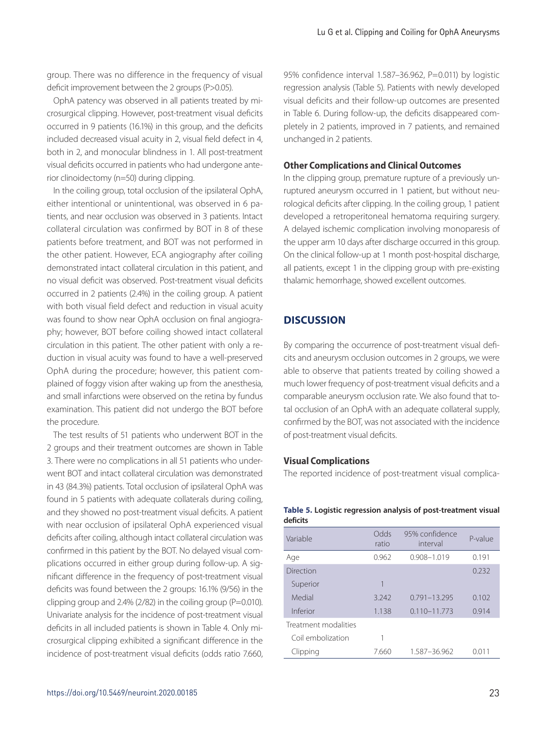group. There was no difference in the frequency of visual deficit improvement between the 2 groups (P>0.05).

OphA patency was observed in all patients treated by microsurgical clipping. However, post-treatment visual deficits occurred in 9 patients (16.1%) in this group, and the deficits included decreased visual acuity in 2, visual field defect in 4, both in 2, and monocular blindness in 1. All post-treatment visual deficits occurred in patients who had undergone anterior clinoidectomy (n=50) during clipping.

In the coiling group, total occlusion of the ipsilateral OphA, either intentional or unintentional, was observed in 6 patients, and near occlusion was observed in 3 patients. Intact collateral circulation was confirmed by BOT in 8 of these patients before treatment, and BOT was not performed in the other patient. However, ECA angiography after coiling demonstrated intact collateral circulation in this patient, and no visual deficit was observed. Post-treatment visual deficits occurred in 2 patients (2.4%) in the coiling group. A patient with both visual field defect and reduction in visual acuity was found to show near OphA occlusion on final angiography; however, BOT before coiling showed intact collateral circulation in this patient. The other patient with only a reduction in visual acuity was found to have a well-preserved OphA during the procedure; however, this patient complained of foggy vision after waking up from the anesthesia, and small infarctions were observed on the retina by fundus examination. This patient did not undergo the BOT before the procedure.

The test results of 51 patients who underwent BOT in the 2 groups and their treatment outcomes are shown in Table 3. There were no complications in all 51 patients who underwent BOT and intact collateral circulation was demonstrated in 43 (84.3%) patients. Total occlusion of ipsilateral OphA was found in 5 patients with adequate collaterals during coiling, and they showed no post-treatment visual deficits. A patient with near occlusion of ipsilateral OphA experienced visual deficits after coiling, although intact collateral circulation was confirmed in this patient by the BOT. No delayed visual complications occurred in either group during follow-up. A significant difference in the frequency of post-treatment visual deficits was found between the 2 groups: 16.1% (9/56) in the clipping group and 2.4% (2/82) in the coiling group (P=0.010). Univariate analysis for the incidence of post-treatment visual deficits in all included patients is shown in Table 4. Only microsurgical clipping exhibited a significant difference in the incidence of post-treatment visual deficits (odds ratio 7.660, 95% confidence interval 1.587–36.962, P=0.011) by logistic regression analysis (Table 5). Patients with newly developed visual deficits and their follow-up outcomes are presented in Table 6. During follow-up, the deficits disappeared completely in 2 patients, improved in 7 patients, and remained unchanged in 2 patients.

### Other Complications and Clinical Outcomes

In the clipping group, premature rupture of a previously unruptured aneurysm occurred in 1 patient, but without neurological deficits after clipping. In the coiling group, 1 patient developed a retroperitoneal hematoma requiring surgery. A delayed ischemic complication involving monoparesis of the upper arm 10 days after discharge occurred in this group. On the clinical follow-up at 1 month post-hospital discharge, all patients, except 1 in the clipping group with pre-existing thalamic hemorrhage, showed excellent outcomes.

## DISCUSSION

By comparing the occurrence of post-treatment visual deficits and aneurysm occlusion outcomes in 2 groups, we were able to observe that patients treated by coiling showed a much lower frequency of post-treatment visual deficits and a comparable aneurysm occlusion rate. We also found that total occlusion of an OphA with an adequate collateral supply, confirmed by the BOT, was not associated with the incidence of post-treatment visual deficits.

### Visual Complications

The reported incidence of post-treatment visual complica-

**Table 5. Logistic regression analysis of post-treatment visual deficits**

| Variable | Odds ratio | 95% confidence interval | P-value |
|---|---|---|---|
| Age | 0.962 | 0.908–1.019 | 0.191 |
| Direction | | | 0.232 |
| Superior | 1 | | |
| Medial | 3.242 | 0.791–13.295 | 0.102 |
| Inferior | 1.138 | 0.110–11.773 | 0.914 |
| Treatment modalities | | | |
| Coil embolization | 1 | | |
| Clipping | 7.660 | 1.587–36.962 | 0.011 |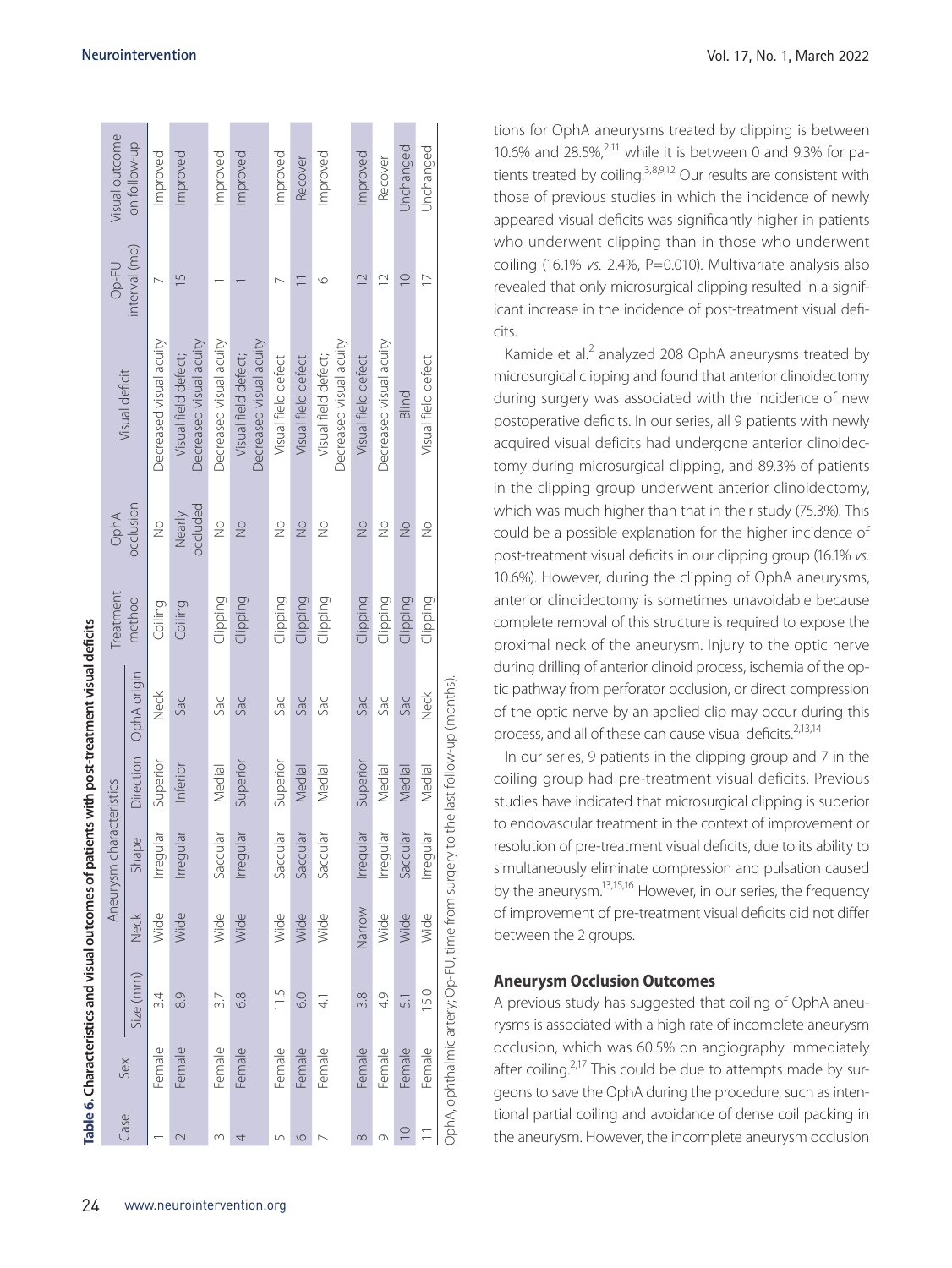**Table 6. Characteristics and visual outcomes of patients with post-treatment visual deficits**

| Case | Sex | Aneurysm characteristics | | | | | Treatment method | OphA occlusion | Visual deficit | Op-FU interval (mo) | Visual outcome on follow-up |
|---|---|---|---|---|---|---|---|---|---|---|---|
| | | Size (mm) | Neck | Shape | Direction | OphA origin | | | | | |
| 1 | Female | 3.4 | Wide | Irregular | Superior | Neck | Coiling | No | Decreased visual acuity | 7 | Improved |
| 2 | Female | 8.9 | Wide | Irregular | Inferior | Sac | Coiling | Nearly occluded | Visual field defect; Decreased visual acuity | 15 | Improved |
| 3 | Female | 3.7 | Wide | Saccular | Medial | Sac | Clipping | No | Decreased visual acuity | 1 | Improved |
| 4 | Female | 6.8 | Wide | Irregular | Superior | Sac | Clipping | No | Visual field defect; Decreased visual acuity | 1 | Improved |
| 5 | Female | 11.5 | Wide | Saccular | Superior | Sac | Clipping | No | Visual field defect | 7 | Improved |
| 6 | Female | 6.0 | Wide | Saccular | Medial | Sac | Clipping | No | Visual field defect | 11 | Recover |
| 7 | Female | 4.1 | Wide | Saccular | Medial | Sac | Clipping | No | Visual field defect; Decreased visual acuity | 6 | Improved |
| 8 | Female | 3.8 | Narrow | Irregular | Superior | Sac | Clipping | No | Visual field defect | 12 | Improved |
| 9 | Female | 4.9 | Wide | Irregular | Medial | Sac | Clipping | No | Decreased visual acuity | 12 | Recover |
| 10 | Female | 5.1 | Wide | Saccular | Medial | Sac | Clipping | No | Blind | 10 | Unchanged |
| 11 | Female | 15.0 | Wide | Irregular | Medial | Neck | Clipping | No | Visual field defect | 17 | Unchanged |

OphA, ophthalmic artery; Op-FU, time from surgery to the last follow-up (months).

tions for OphA aneurysms treated by clipping is between 10.6% and 28.5%,[2,11] while it is between 0 and 9.3% for patients treated by coiling.[3,8,9,12] Our results are consistent with those of previous studies in which the incidence of newly appeared visual deficits was significantly higher in patients who underwent clipping than in those who underwent coiling (16.1% *vs.* 2.4%, P=0.010). Multivariate analysis also revealed that only microsurgical clipping resulted in a significant increase in the incidence of post-treatment visual deficits.

Kamide et al.[2] analyzed 208 OphA aneurysms treated by microsurgical clipping and found that anterior clinoidectomy during surgery was associated with the incidence of new postoperative deficits. In our series, all 9 patients with newly acquired visual deficits had undergone anterior clinoidectomy during microsurgical clipping, and 89.3% of patients in the clipping group underwent anterior clinoidectomy, which was much higher than that in their study (75.3%). This could be a possible explanation for the higher incidence of post-treatment visual deficits in our clipping group (16.1% *vs.* 10.6%). However, during the clipping of OphA aneurysms, anterior clinoidectomy is sometimes unavoidable because complete removal of this structure is required to expose the proximal neck of the aneurysm. Injury to the optic nerve during drilling of anterior clinoid process, ischemia of the optic pathway from perforator occlusion, or direct compression of the optic nerve by an applied clip may occur during this process, and all of these can cause visual deficits.[2,13,14]

In our series, 9 patients in the clipping group and 7 in the coiling group had pre-treatment visual deficits. Previous studies have indicated that microsurgical clipping is superior to endovascular treatment in the context of improvement or resolution of pre-treatment visual deficits, due to its ability to simultaneously eliminate compression and pulsation caused by the aneurysm.[13,15,16] However, in our series, the frequency of improvement of pre-treatment visual deficits did not differ between the 2 groups.

### Aneurysm Occlusion Outcomes

A previous study has suggested that coiling of OphA aneurysms is associated with a high rate of incomplete aneurysm occlusion, which was 60.5% on angiography immediately after coiling.[2,17] This could be due to attempts made by surgeons to save the OphA during the procedure, such as intentional partial coiling and avoidance of dense coil packing in the aneurysm. However, the incomplete aneurysm occlusion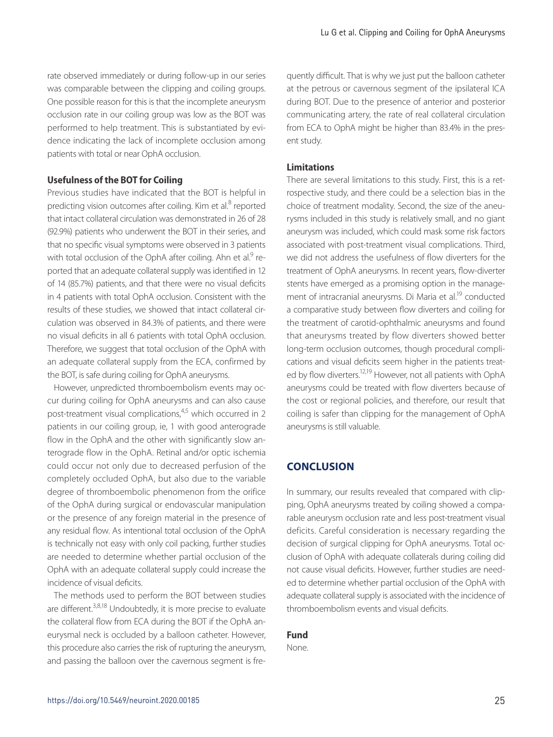rate observed immediately or during follow-up in our series was comparable between the clipping and coiling groups. One possible reason for this is that the incomplete aneurysm occlusion rate in our coiling group was low as the BOT was performed to help treatment. This is substantiated by evidence indicating the lack of incomplete occlusion among patients with total or near OphA occlusion.

**Usefulness of the BOT for Coiling**

Previous studies have indicated that the BOT is helpful in predicting vision outcomes after coiling. Kim et al.[8] reported that intact collateral circulation was demonstrated in 26 of 28 (92.9%) patients who underwent the BOT in their series, and that no specific visual symptoms were observed in 3 patients with total occlusion of the OphA after coiling. Ahn et al.[9] reported that an adequate collateral supply was identified in 12 of 14 (85.7%) patients, and that there were no visual deficits in 4 patients with total OphA occlusion. Consistent with the results of these studies, we showed that intact collateral circulation was observed in 84.3% of patients, and there were no visual deficits in all 6 patients with total OphA occlusion. Therefore, we suggest that total occlusion of the OphA with an adequate collateral supply from the ECA, confirmed by the BOT, is safe during coiling for OphA aneurysms.

However, unpredicted thromboembolism events may occur during coiling for OphA aneurysms and can also cause post-treatment visual complications,[4,5] which occurred in 2 patients in our coiling group, ie, 1 with good anterograde flow in the OphA and the other with significantly slow anterograde flow in the OphA. Retinal and/or optic ischemia could occur not only due to decreased perfusion of the completely occluded OphA, but also due to the variable degree of thromboembolic phenomenon from the orifice of the OphA during surgical or endovascular manipulation or the presence of any foreign material in the presence of any residual flow. As intentional total occlusion of the OphA is technically not easy with only coil packing, further studies are needed to determine whether partial occlusion of the OphA with an adequate collateral supply could increase the incidence of visual deficits.

The methods used to perform the BOT between studies are different.[3,8,18] Undoubtedly, it is more precise to evaluate the collateral flow from ECA during the BOT if the OphA aneurysmal neck is occluded by a balloon catheter. However, this procedure also carries the risk of rupturing the aneurysm, and passing the balloon over the cavernous segment is frequently difficult. That is why we just put the balloon catheter at the petrous or cavernous segment of the ipsilateral ICA during BOT. Due to the presence of anterior and posterior communicating artery, the rate of real collateral circulation from ECA to OphA might be higher than 83.4% in the present study.

**Limitations**

There are several limitations to this study. First, this is a retrospective study, and there could be a selection bias in the choice of treatment modality. Second, the size of the aneurysms included in this study is relatively small, and no giant aneurysm was included, which could mask some risk factors associated with post-treatment visual complications. Third, we did not address the usefulness of flow diverters for the treatment of OphA aneurysms. In recent years, flow-diverter stents have emerged as a promising option in the management of intracranial aneurysms. Di Maria et al.[19] conducted a comparative study between flow diverters and coiling for the treatment of carotid-ophthalmic aneurysms and found that aneurysms treated by flow diverters showed better long-term occlusion outcomes, though procedural complications and visual deficits seem higher in the patients treated by flow diverters.[12,19] However, not all patients with OphA aneurysms could be treated with flow diverters because of the cost or regional policies, and therefore, our result that coiling is safer than clipping for the management of OphA aneurysms is still valuable.

## CONCLUSION

In summary, our results revealed that compared with clipping, OphA aneurysms treated by coiling showed a comparable aneurysm occlusion rate and less post-treatment visual deficits. Careful consideration is necessary regarding the decision of surgical clipping for OphA aneurysms. Total occlusion of OphA with adequate collaterals during coiling did not cause visual deficits. However, further studies are needed to determine whether partial occlusion of the OphA with adequate collateral supply is associated with the incidence of thromboembolism events and visual deficits.

**Fund**

None.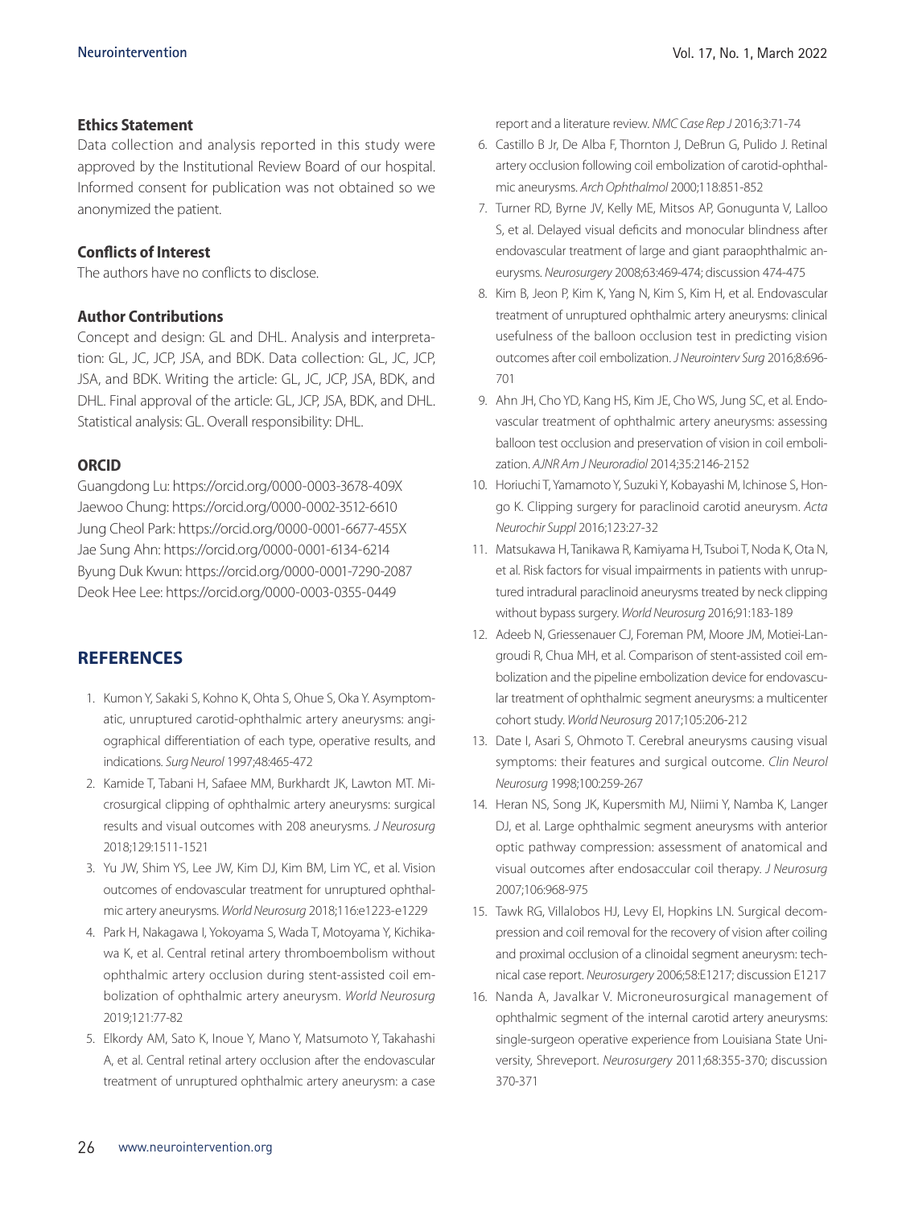### Ethics Statement

Data collection and analysis reported in this study were approved by the Institutional Review Board of our hospital. Informed consent for publication was not obtained so we anonymized the patient.

### Conflicts of Interest

The authors have no conflicts to disclose.

### Author Contributions

Concept and design: GL and DHL. Analysis and interpretation: GL, JC, JCP, JSA, and BDK. Data collection: GL, JC, JCP, JSA, and BDK. Writing the article: GL, JC, JCP, JSA, BDK, and DHL. Final approval of the article: GL, JCP, JSA, BDK, and DHL. Statistical analysis: GL. Overall responsibility: DHL.

### ORCID

Guangdong Lu: https://orcid.org/0000-0003-3678-409X
Jaewoo Chung: https://orcid.org/0000-0002-3512-6610
Jung Cheol Park: https://orcid.org/0000-0001-6677-455X
Jae Sung Ahn: https://orcid.org/0000-0001-6134-6214
Byung Duk Kwun: https://orcid.org/0000-0001-7290-2087
Deok Hee Lee: https://orcid.org/0000-0003-0355-0449

## REFERENCES

1. Kumon Y, Sakaki S, Kohno K, Ohta S, Ohue S, Oka Y. Asymptomatic, unruptured carotid-ophthalmic artery aneurysms: angiographical differentiation of each type, operative results, and indications. *Surg Neurol* 1997;48:465-472
2. Kamide T, Tabani H, Safaee MM, Burkhardt JK, Lawton MT. Microsurgical clipping of ophthalmic artery aneurysms: surgical results and visual outcomes with 208 aneurysms. *J Neurosurg* 2018;129:1511-1521
3. Yu JW, Shim YS, Lee JW, Kim DJ, Kim BM, Lim YC, et al. Vision outcomes of endovascular treatment for unruptured ophthalmic artery aneurysms. *World Neurosurg* 2018;116:e1223-e1229
4. Park H, Nakagawa I, Yokoyama S, Wada T, Motoyama Y, Kichikawa K, et al. Central retinal artery thromboembolism without ophthalmic artery occlusion during stent-assisted coil embolization of ophthalmic artery aneurysm. *World Neurosurg* 2019;121:77-82
5. Elkordy AM, Sato K, Inoue Y, Mano Y, Matsumoto Y, Takahashi A, et al. Central retinal artery occlusion after the endovascular treatment of unruptured ophthalmic artery aneurysm: a case report and a literature review. *NMC Case Rep J* 2016;3:71-74
6. Castillo B Jr, De Alba F, Thornton J, DeBrun G, Pulido J. Retinal artery occlusion following coil embolization of carotid-ophthalmic aneurysms. *Arch Ophthalmol* 2000;118:851-852
7. Turner RD, Byrne JV, Kelly ME, Mitsos AP, Gonugunta V, Lalloo S, et al. Delayed visual deficits and monocular blindness after endovascular treatment of large and giant paraophthalmic aneurysms. *Neurosurgery* 2008;63:469-474; discussion 474-475
8. Kim B, Jeon P, Kim K, Yang N, Kim S, Kim H, et al. Endovascular treatment of unruptured ophthalmic artery aneurysms: clinical usefulness of the balloon occlusion test in predicting vision outcomes after coil embolization. *J Neurointerv Surg* 2016;8:696-701
9. Ahn JH, Cho YD, Kang HS, Kim JE, Cho WS, Jung SC, et al. Endovascular treatment of ophthalmic artery aneurysms: assessing balloon test occlusion and preservation of vision in coil embolization. *AJNR Am J Neuroradiol* 2014;35:2146-2152
10. Horiuchi T, Yamamoto Y, Suzuki Y, Kobayashi M, Ichinose S, Hongo K. Clipping surgery for paraclinoid carotid aneurysm. *Acta Neurochir Suppl* 2016;123:27-32
11. Matsukawa H, Tanikawa R, Kamiyama H, Tsuboi T, Noda K, Ota N, et al. Risk factors for visual impairments in patients with unruptured intradural paraclinoid aneurysms treated by neck clipping without bypass surgery. *World Neurosurg* 2016;91:183-189
12. Adeeb N, Griessenauer CJ, Foreman PM, Moore JM, Motiei-Langroudi R, Chua MH, et al. Comparison of stent-assisted coil embolization and the pipeline embolization device for endovascular treatment of ophthalmic segment aneurysms: a multicenter cohort study. *World Neurosurg* 2017;105:206-212
13. Date I, Asari S, Ohmoto T. Cerebral aneurysms causing visual symptoms: their features and surgical outcome. *Clin Neurol Neurosurg* 1998;100:259-267
14. Heran NS, Song JK, Kupersmith MJ, Niimi Y, Namba K, Langer DJ, et al. Large ophthalmic segment aneurysms with anterior optic pathway compression: assessment of anatomical and visual outcomes after endosaccular coil therapy. *J Neurosurg* 2007;106:968-975
15. Tawk RG, Villalobos HJ, Levy EI, Hopkins LN. Surgical decompression and coil removal for the recovery of vision after coiling and proximal occlusion of a clinoidal segment aneurysm: technical case report. *Neurosurgery* 2006;58:E1217; discussion E1217
16. Nanda A, Javalkar V. Microneurosurgical management of ophthalmic segment of the internal carotid artery aneurysms: single-surgeon operative experience from Louisiana State University, Shreveport. *Neurosurgery* 2011;68:355-370; discussion 370-371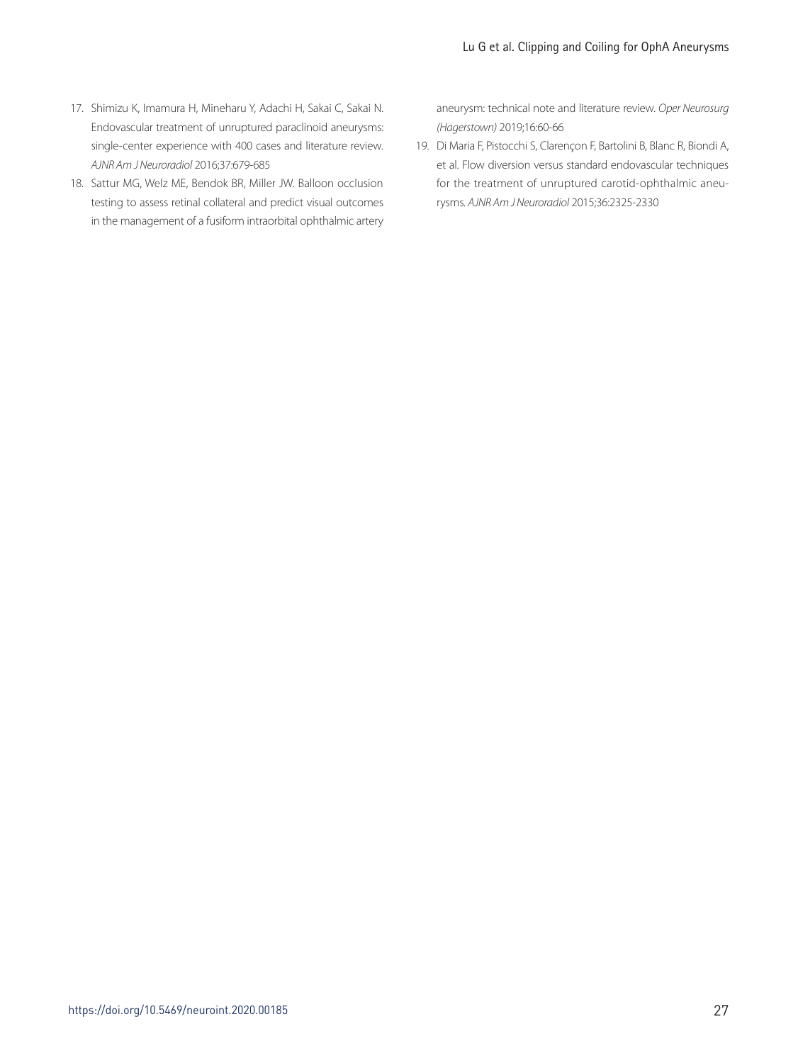17. Shimizu K, Imamura H, Mineharu Y, Adachi H, Sakai C, Sakai N. Endovascular treatment of unruptured paraclinoid aneurysms: single-center experience with 400 cases and literature review. *AJNR Am J Neuroradiol* 2016;37:679-685
18. Sattur MG, Welz ME, Bendok BR, Miller JW. Balloon occlusion testing to assess retinal collateral and predict visual outcomes in the management of a fusiform intraorbital ophthalmic artery aneurysm: technical note and literature review. *Oper Neurosurg (Hagerstown)* 2019;16:60-66
19. Di Maria F, Pistocchi S, Clarençon F, Bartolini B, Blanc R, Biondi A, et al. Flow diversion versus standard endovascular techniques for the treatment of unruptured carotid-ophthalmic aneurysms. *AJNR Am J Neuroradiol* 2015;36:2325-2330